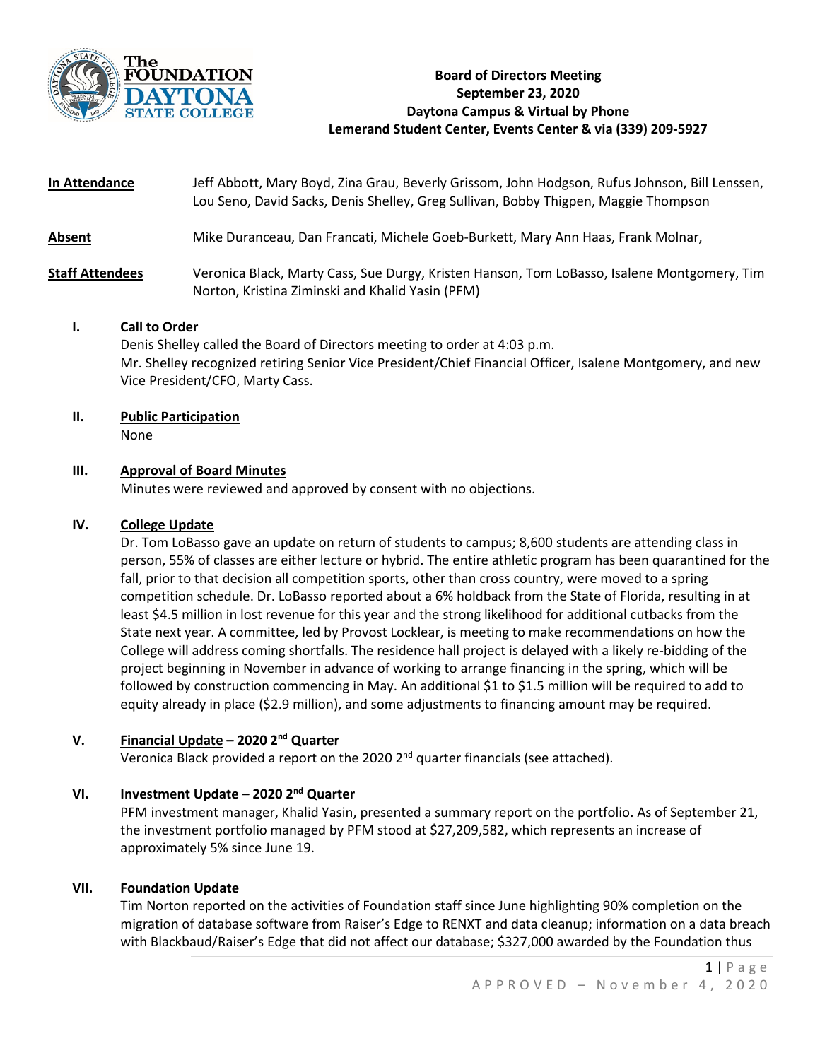**Board of Directors Meeting**
**September 23, 2020**
**Daytona Campus & Virtual by Phone**
**Lemerand Student Center, Events Center & via (339) 209-5927**

**In Attendance** Jeff Abbott, Mary Boyd, Zina Grau, Beverly Grissom, John Hodgson, Rufus Johnson, Bill Lenssen, Lou Seno, David Sacks, Denis Shelley, Greg Sullivan, Bobby Thigpen, Maggie Thompson

**Absent** Mike Duranceau, Dan Francati, Michele Goeb-Burkett, Mary Ann Haas, Frank Molnar,

**Staff Attendees** Veronica Black, Marty Cass, Sue Durgy, Kristen Hanson, Tom LoBasso, Isalene Montgomery, Tim Norton, Kristina Ziminski and Khalid Yasin (PFM)

## I. Call to Order

Denis Shelley called the Board of Directors meeting to order at 4:03 p.m.
Mr. Shelley recognized retiring Senior Vice President/Chief Financial Officer, Isalene Montgomery, and new Vice President/CFO, Marty Cass.

## II. Public Participation

None

## III. Approval of Board Minutes

Minutes were reviewed and approved by consent with no objections.

## IV. College Update

Dr. Tom LoBasso gave an update on return of students to campus; 8,600 students are attending class in person, 55% of classes are either lecture or hybrid. The entire athletic program has been quarantined for the fall, prior to that decision all competition sports, other than cross country, were moved to a spring competition schedule. Dr. LoBasso reported about a 6% holdback from the State of Florida, resulting in at least $4.5 million in lost revenue for this year and the strong likelihood for additional cutbacks from the State next year. A committee, led by Provost Locklear, is meeting to make recommendations on how the College will address coming shortfalls. The residence hall project is delayed with a likely re-bidding of the project beginning in November in advance of working to arrange financing in the spring, which will be followed by construction commencing in May. An additional $1 to $1.5 million will be required to add to equity already in place ($2.9 million), and some adjustments to financing amount may be required.

## V. Financial Update – 2020 2nd Quarter

Veronica Black provided a report on the 2020 2nd quarter financials (see attached).

## VI. Investment Update – 2020 2nd Quarter

PFM investment manager, Khalid Yasin, presented a summary report on the portfolio. As of September 21, the investment portfolio managed by PFM stood at $27,209,582, which represents an increase of approximately 5% since June 19.

## VII. Foundation Update

Tim Norton reported on the activities of Foundation staff since June highlighting 90% completion on the migration of database software from Raiser's Edge to RENXT and data cleanup; information on a data breach with Blackbaud/Raiser's Edge that did not affect our database; $327,000 awarded by the Foundation thus

APPROVED – November 4, 2020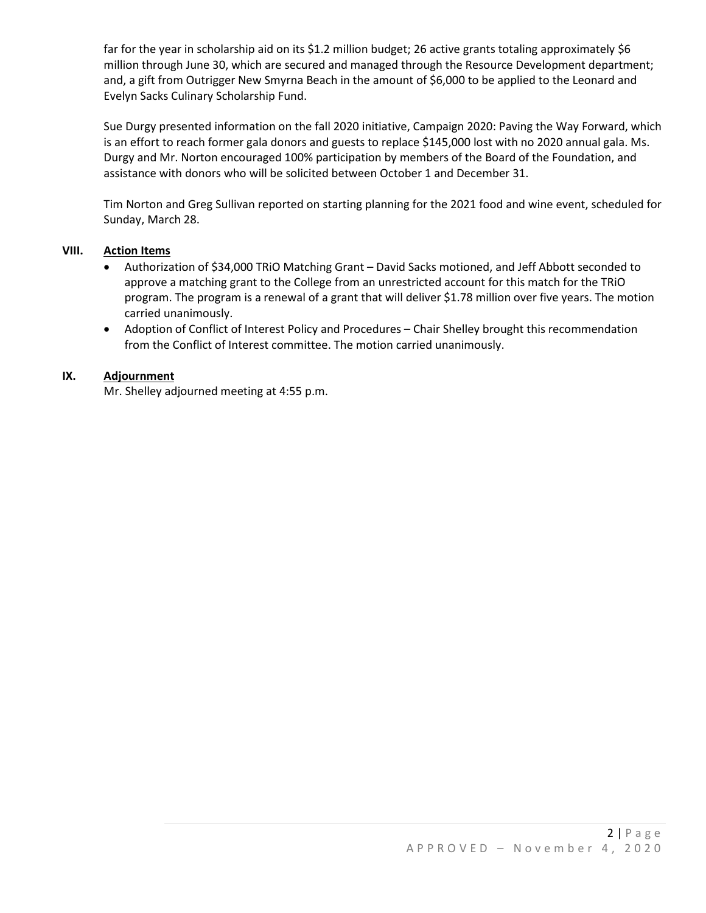far for the year in scholarship aid on its $1.2 million budget; 26 active grants totaling approximately $6 million through June 30, which are secured and managed through the Resource Development department; and, a gift from Outrigger New Smyrna Beach in the amount of $6,000 to be applied to the Leonard and Evelyn Sacks Culinary Scholarship Fund.

Sue Durgy presented information on the fall 2020 initiative, Campaign 2020: Paving the Way Forward, which is an effort to reach former gala donors and guests to replace $145,000 lost with no 2020 annual gala. Ms. Durgy and Mr. Norton encouraged 100% participation by members of the Board of the Foundation, and assistance with donors who will be solicited between October 1 and December 31.

Tim Norton and Greg Sullivan reported on starting planning for the 2021 food and wine event, scheduled for Sunday, March 28.

## VIII. Action Items

- Authorization of $34,000 TRiO Matching Grant – David Sacks motioned, and Jeff Abbott seconded to approve a matching grant to the College from an unrestricted account for this match for the TRiO program. The program is a renewal of a grant that will deliver $1.78 million over five years. The motion carried unanimously.
- Adoption of Conflict of Interest Policy and Procedures – Chair Shelley brought this recommendation from the Conflict of Interest committee. The motion carried unanimously.

## IX. Adjournment

Mr. Shelley adjourned meeting at 4:55 p.m.

APPROVED – November 4, 2020